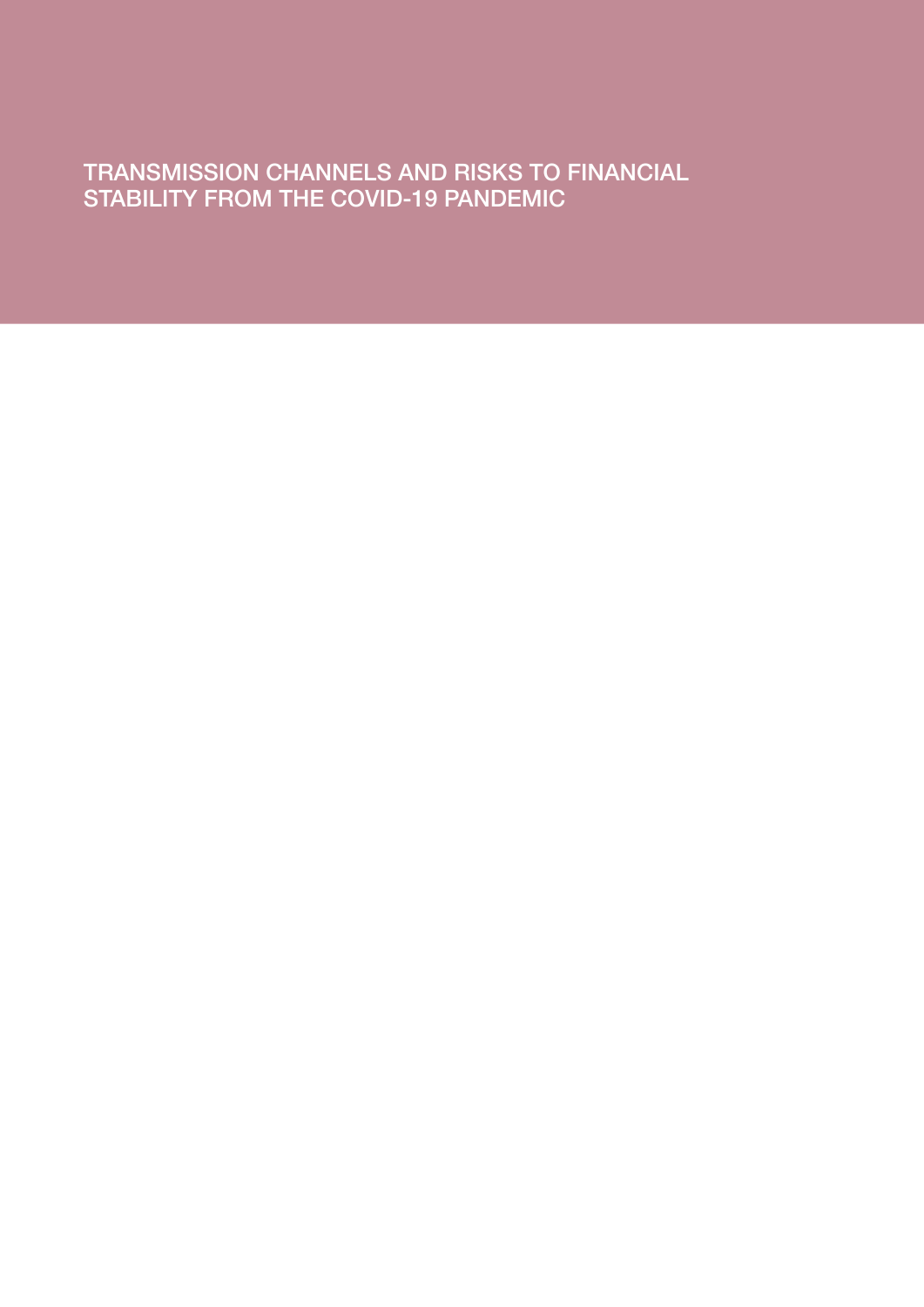# TRANSMISSION CHANNELS AND RISKS TO FINANCIAL STABILITY FROM THE COVID-19 PANDEMIC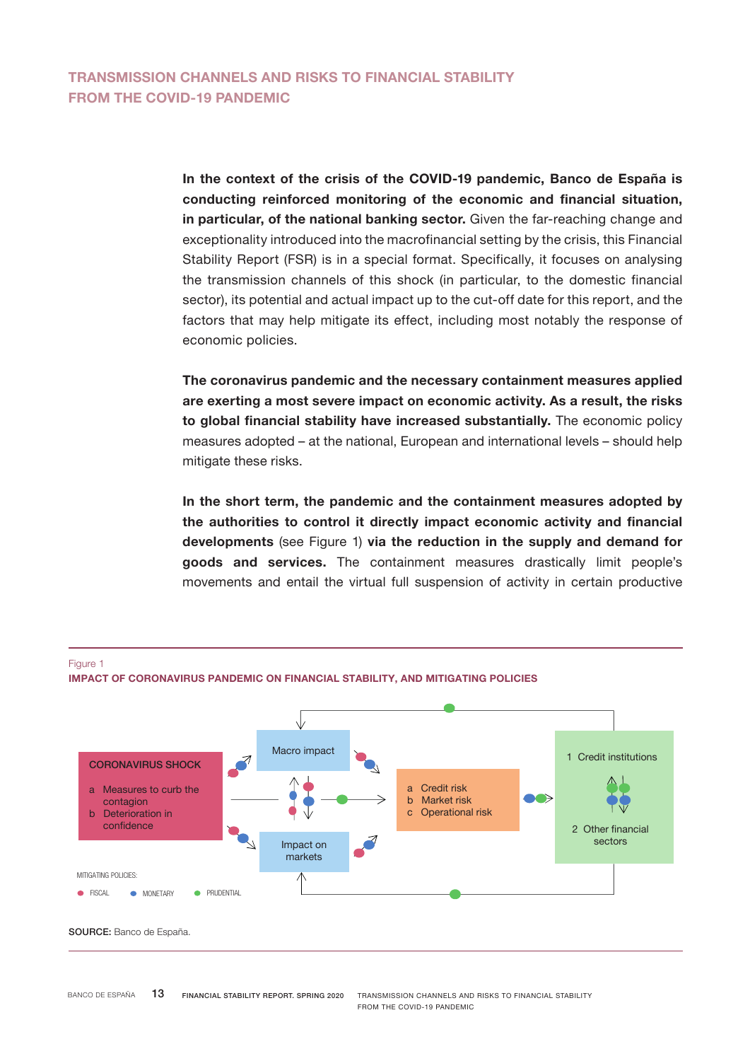## TRANSMISSION CHANNELS AND RISKS TO FINANCIAL STABILITY FROM THE COVID-19 PANDEMIC

**In the context of the crisis of the COVID-19 pandemic, Banco de España is conducting reinforced monitoring of the economic and financial situation, in particular, of the national banking sector.** Given the far-reaching change and exceptionality introduced into the macrofinancial setting by the crisis, this Financial Stability Report (FSR) is in a special format. Specifically, it focuses on analysing the transmission channels of this shock (in particular, to the domestic financial sector), its potential and actual impact up to the cut-off date for this report, and the factors that may help mitigate its effect, including most notably the response of economic policies.

**The coronavirus pandemic and the necessary containment measures applied are exerting a most severe impact on economic activity. As a result, the risks to global financial stability have increased substantially.** The economic policy measures adopted – at the national, European and international levels – should help mitigate these risks.

**In the short term, the pandemic and the containment measures adopted by the authorities to control it directly impact economic activity and financial developments** (see Figure 1) **via the reduction in the supply and demand for goods and services.** The containment measures drastically limit people's movements and entail the virtual full suspension of activity in certain productive

Figure 1
**IMPACT OF CORONAVIRUS PANDEMIC ON FINANCIAL STABILITY, AND MITIGATING POLICIES**

CORONAVIRUS SHOCK
a Measures to curb the contagion
b Deterioration in confidence

Macro impact

Impact on markets

a Credit risk
b Market risk
c Operational risk

1 Credit institutions
2 Other financial sectors

MITIGATING POLICIES: FISCAL, MONETARY, PRUDENTIAL

**SOURCE:** Banco de España.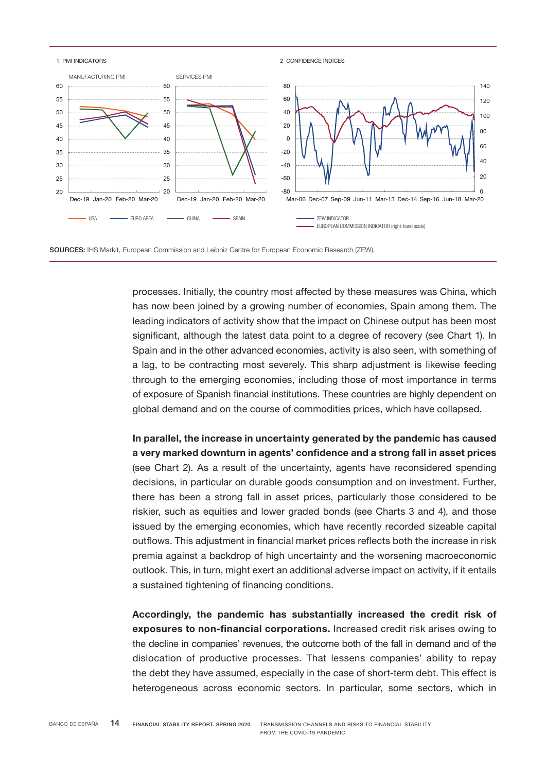1 PMI INDICATORS

2 CONFIDENCE INDICES

SOURCES: IHS Markit, European Commission and Leibniz Centre for European Economic Research (ZEW).

processes. Initially, the country most affected by these measures was China, which has now been joined by a growing number of economies, Spain among them. The leading indicators of activity show that the impact on Chinese output has been most significant, although the latest data point to a degree of recovery (see Chart 1). In Spain and in the other advanced economies, activity is also seen, with something of a lag, to be contracting most severely. This sharp adjustment is likewise feeding through to the emerging economies, including those of most importance in terms of exposure of Spanish financial institutions. These countries are highly dependent on global demand and on the course of commodities prices, which have collapsed.

**In parallel, the increase in uncertainty generated by the pandemic has caused a very marked downturn in agents' confidence and a strong fall in asset prices** (see Chart 2). As a result of the uncertainty, agents have reconsidered spending decisions, in particular on durable goods consumption and on investment. Further, there has been a strong fall in asset prices, particularly those considered to be riskier, such as equities and lower graded bonds (see Charts 3 and 4), and those issued by the emerging economies, which have recently recorded sizeable capital outflows. This adjustment in financial market prices reflects both the increase in risk premia against a backdrop of high uncertainty and the worsening macroeconomic outlook. This, in turn, might exert an additional adverse impact on activity, if it entails a sustained tightening of financing conditions.

**Accordingly, the pandemic has substantially increased the credit risk of exposures to non-financial corporations.** Increased credit risk arises owing to the decline in companies' revenues, the outcome both of the fall in demand and of the dislocation of productive processes. That lessens companies' ability to repay the debt they have assumed, especially in the case of short-term debt. This effect is heterogeneous across economic sectors. In particular, some sectors, which in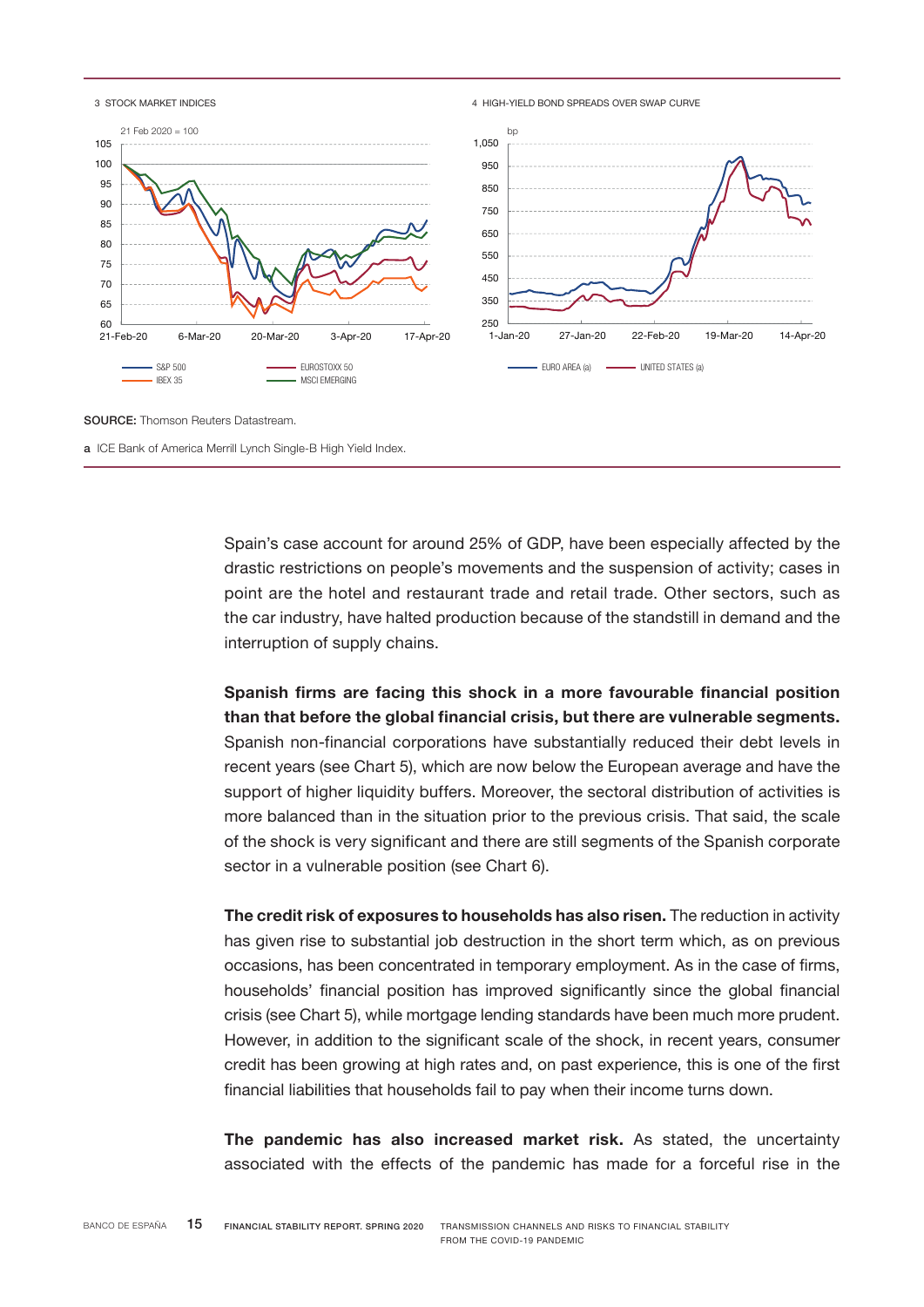3 STOCK MARKET INDICES

21 Feb 2020 = 100

S&P 500 — IBEX 35 — EUROSTOXX 50 — MSCI EMERGING

4 HIGH-YIELD BOND SPREADS OVER SWAP CURVE

bp

EURO AREA (a) — UNITED STATES (a)

**SOURCE:** Thomson Reuters Datastream.

**a** ICE Bank of America Merrill Lynch Single-B High Yield Index.

Spain's case account for around 25% of GDP, have been especially affected by the drastic restrictions on people's movements and the suspension of activity; cases in point are the hotel and restaurant trade and retail trade. Other sectors, such as the car industry, have halted production because of the standstill in demand and the interruption of supply chains.

**Spanish firms are facing this shock in a more favourable financial position than that before the global financial crisis, but there are vulnerable segments.** Spanish non-financial corporations have substantially reduced their debt levels in recent years (see Chart 5), which are now below the European average and have the support of higher liquidity buffers. Moreover, the sectoral distribution of activities is more balanced than in the situation prior to the previous crisis. That said, the scale of the shock is very significant and there are still segments of the Spanish corporate sector in a vulnerable position (see Chart 6).

**The credit risk of exposures to households has also risen.** The reduction in activity has given rise to substantial job destruction in the short term which, as on previous occasions, has been concentrated in temporary employment. As in the case of firms, households' financial position has improved significantly since the global financial crisis (see Chart 5), while mortgage lending standards have been much more prudent. However, in addition to the significant scale of the shock, in recent years, consumer credit has been growing at high rates and, on past experience, this is one of the first financial liabilities that households fail to pay when their income turns down.

**The pandemic has also increased market risk.** As stated, the uncertainty associated with the effects of the pandemic has made for a forceful rise in the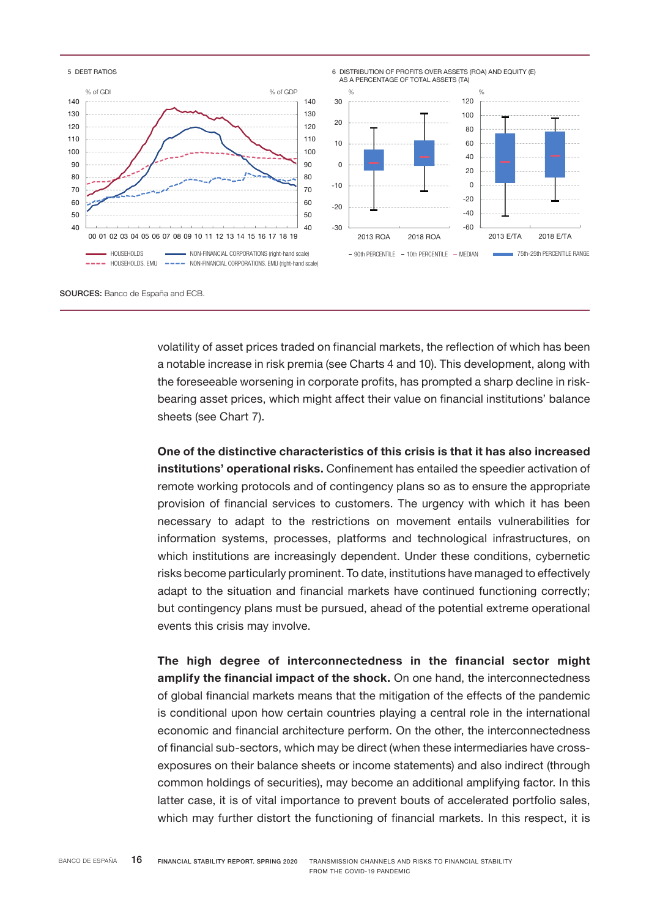5 DEBT RATIOS

6 DISTRIBUTION OF PROFITS OVER ASSETS (ROA) AND EQUITY (E) AS A PERCENTAGE OF TOTAL ASSETS (TA)

SOURCES: Banco de España and ECB.

volatility of asset prices traded on financial markets, the reflection of which has been a notable increase in risk premia (see Charts 4 and 10). This development, along with the foreseeable worsening in corporate profits, has prompted a sharp decline in risk-bearing asset prices, which might affect their value on financial institutions' balance sheets (see Chart 7).

**One of the distinctive characteristics of this crisis is that it has also increased institutions' operational risks.** Confinement has entailed the speedier activation of remote working protocols and of contingency plans so as to ensure the appropriate provision of financial services to customers. The urgency with which it has been necessary to adapt to the restrictions on movement entails vulnerabilities for information systems, processes, platforms and technological infrastructures, on which institutions are increasingly dependent. Under these conditions, cybernetic risks become particularly prominent. To date, institutions have managed to effectively adapt to the situation and financial markets have continued functioning correctly; but contingency plans must be pursued, ahead of the potential extreme operational events this crisis may involve.

**The high degree of interconnectedness in the financial sector might amplify the financial impact of the shock.** On one hand, the interconnectedness of global financial markets means that the mitigation of the effects of the pandemic is conditional upon how certain countries playing a central role in the international economic and financial architecture perform. On the other, the interconnectedness of financial sub-sectors, which may be direct (when these intermediaries have cross-exposures on their balance sheets or income statements) and also indirect (through common holdings of securities), may become an additional amplifying factor. In this latter case, it is of vital importance to prevent bouts of accelerated portfolio sales, which may further distort the functioning of financial markets. In this respect, it is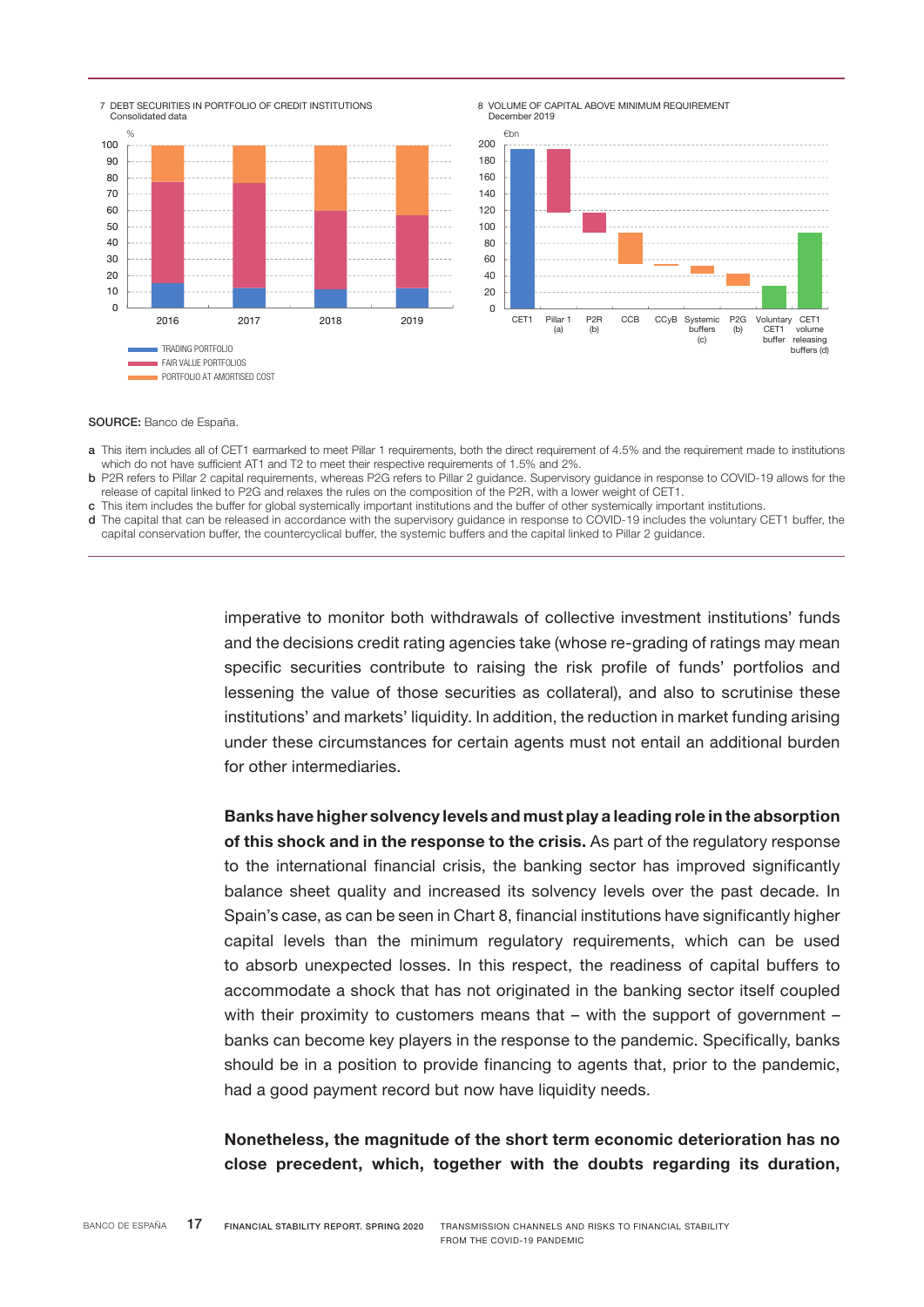7 DEBT SECURITIES IN PORTFOLIO OF CREDIT INSTITUTIONS
Consolidated data

TRADING PORTFOLIO
FAIR VALUE PORTFOLIOS
PORTFOLIO AT AMORTISED COST

8 VOLUME OF CAPITAL ABOVE MINIMUM REQUIREMENT
December 2019

**SOURCE:** Banco de España.

**a** This item includes all of CET1 earmarked to meet Pillar 1 requirements, both the direct requirement of 4.5% and the requirement made to institutions which do not have sufficient AT1 and T2 to meet their respective requirements of 1.5% and 2%.

**b** P2R refers to Pillar 2 capital requirements, whereas P2G refers to Pillar 2 guidance. Supervisory guidance in response to COVID-19 allows for the release of capital linked to P2G and relaxes the rules on the composition of the P2R, with a lower weight of CET1.

**c** This item includes the buffer for global systemically important institutions and the buffer of other systemically important institutions.

**d** The capital that can be released in accordance with the supervisory guidance in response to COVID-19 includes the voluntary CET1 buffer, the capital conservation buffer, the countercyclical buffer, the systemic buffers and the capital linked to Pillar 2 guidance.

imperative to monitor both withdrawals of collective investment institutions' funds and the decisions credit rating agencies take (whose re-grading of ratings may mean specific securities contribute to raising the risk profile of funds' portfolios and lessening the value of those securities as collateral), and also to scrutinise these institutions' and markets' liquidity. In addition, the reduction in market funding arising under these circumstances for certain agents must not entail an additional burden for other intermediaries.

**Banks have higher solvency levels and must play a leading role in the absorption of this shock and in the response to the crisis.** As part of the regulatory response to the international financial crisis, the banking sector has improved significantly balance sheet quality and increased its solvency levels over the past decade. In Spain's case, as can be seen in Chart 8, financial institutions have significantly higher capital levels than the minimum regulatory requirements, which can be used to absorb unexpected losses. In this respect, the readiness of capital buffers to accommodate a shock that has not originated in the banking sector itself coupled with their proximity to customers means that – with the support of government – banks can become key players in the response to the pandemic. Specifically, banks should be in a position to provide financing to agents that, prior to the pandemic, had a good payment record but now have liquidity needs.

**Nonetheless, the magnitude of the short term economic deterioration has no close precedent, which, together with the doubts regarding its duration,**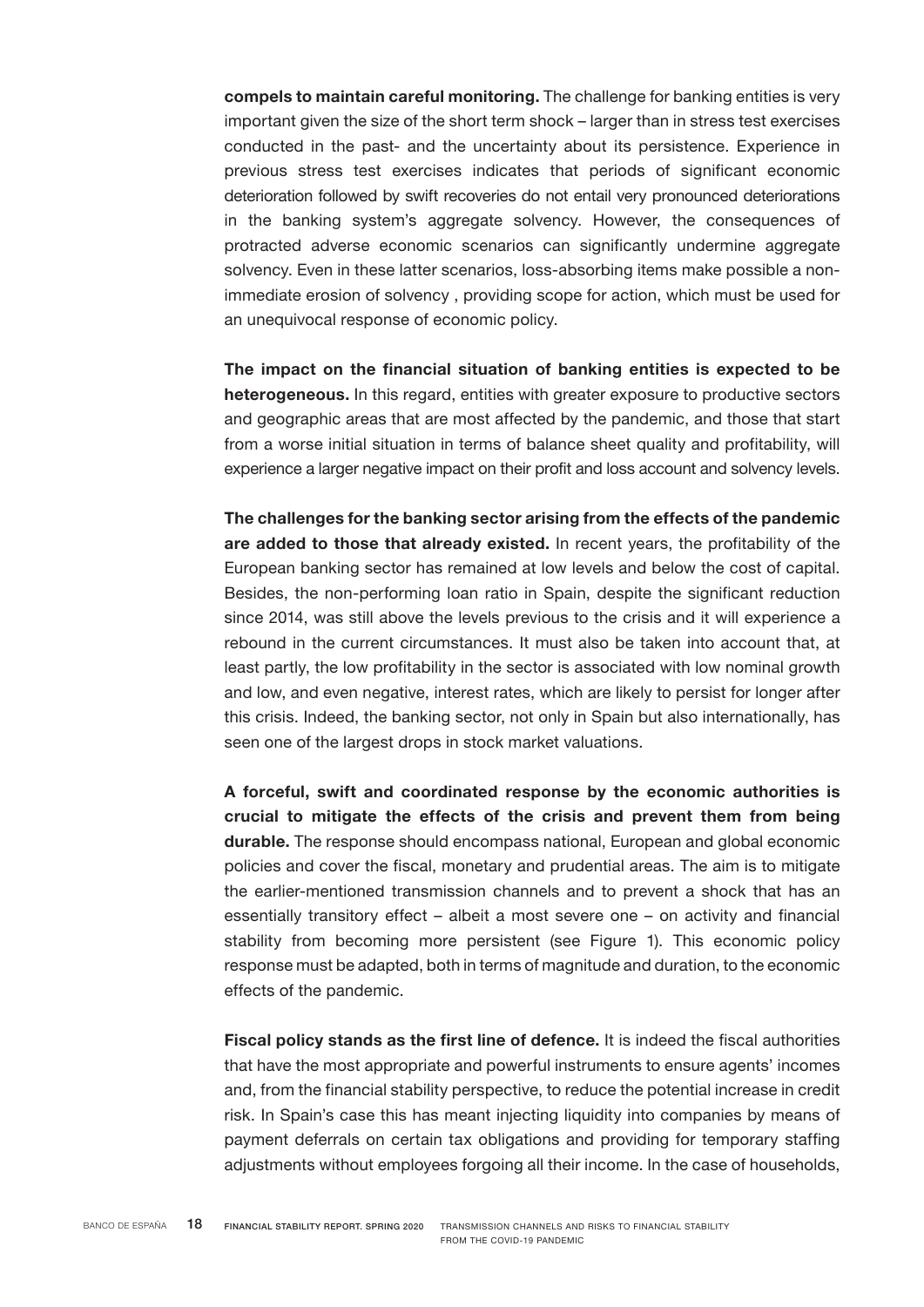**compels to maintain careful monitoring.** The challenge for banking entities is very important given the size of the short term shock – larger than in stress test exercises conducted in the past- and the uncertainty about its persistence. Experience in previous stress test exercises indicates that periods of significant economic deterioration followed by swift recoveries do not entail very pronounced deteriorations in the banking system's aggregate solvency. However, the consequences of protracted adverse economic scenarios can significantly undermine aggregate solvency. Even in these latter scenarios, loss-absorbing items make possible a non-immediate erosion of solvency , providing scope for action, which must be used for an unequivocal response of economic policy.

**The impact on the financial situation of banking entities is expected to be heterogeneous.** In this regard, entities with greater exposure to productive sectors and geographic areas that are most affected by the pandemic, and those that start from a worse initial situation in terms of balance sheet quality and profitability, will experience a larger negative impact on their profit and loss account and solvency levels.

**The challenges for the banking sector arising from the effects of the pandemic are added to those that already existed.** In recent years, the profitability of the European banking sector has remained at low levels and below the cost of capital. Besides, the non-performing loan ratio in Spain, despite the significant reduction since 2014, was still above the levels previous to the crisis and it will experience a rebound in the current circumstances. It must also be taken into account that, at least partly, the low profitability in the sector is associated with low nominal growth and low, and even negative, interest rates, which are likely to persist for longer after this crisis. Indeed, the banking sector, not only in Spain but also internationally, has seen one of the largest drops in stock market valuations.

**A forceful, swift and coordinated response by the economic authorities is crucial to mitigate the effects of the crisis and prevent them from being durable.** The response should encompass national, European and global economic policies and cover the fiscal, monetary and prudential areas. The aim is to mitigate the earlier-mentioned transmission channels and to prevent a shock that has an essentially transitory effect – albeit a most severe one – on activity and financial stability from becoming more persistent (see Figure 1). This economic policy response must be adapted, both in terms of magnitude and duration, to the economic effects of the pandemic.

**Fiscal policy stands as the first line of defence.** It is indeed the fiscal authorities that have the most appropriate and powerful instruments to ensure agents' incomes and, from the financial stability perspective, to reduce the potential increase in credit risk. In Spain's case this has meant injecting liquidity into companies by means of payment deferrals on certain tax obligations and providing for temporary staffing adjustments without employees forgoing all their income. In the case of households,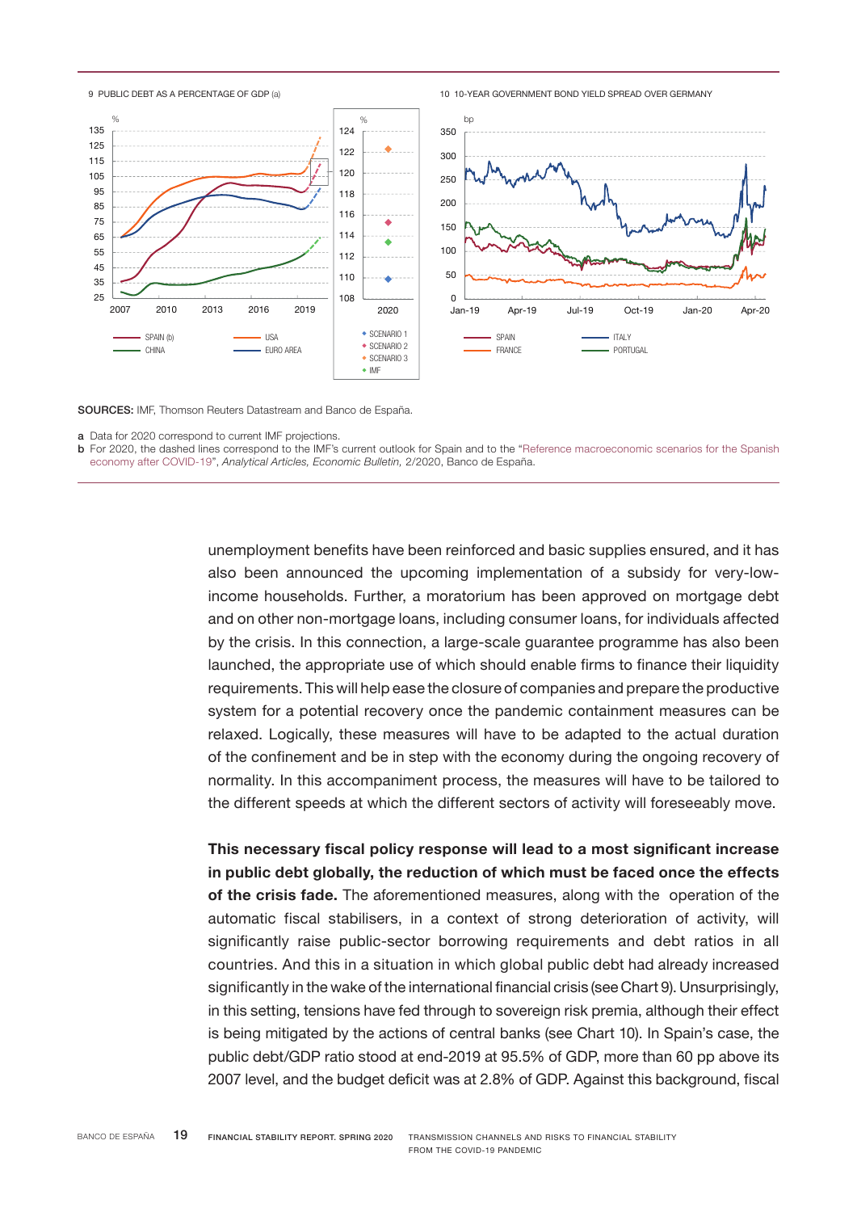9 PUBLIC DEBT AS A PERCENTAGE OF GDP (a)

10 10-YEAR GOVERNMENT BOND YIELD SPREAD OVER GERMANY

**SOURCES:** IMF, Thomson Reuters Datastream and Banco de España.

a Data for 2020 correspond to current IMF projections.
b For 2020, the dashed lines correspond to the IMF's current outlook for Spain and to the "Reference macroeconomic scenarios for the Spanish economy after COVID-19", *Analytical Articles, Economic Bulletin,* 2/2020, Banco de España.

unemployment benefits have been reinforced and basic supplies ensured, and it has also been announced the upcoming implementation of a subsidy for very-low-income households. Further, a moratorium has been approved on mortgage debt and on other non-mortgage loans, including consumer loans, for individuals affected by the crisis. In this connection, a large-scale guarantee programme has also been launched, the appropriate use of which should enable firms to finance their liquidity requirements. This will help ease the closure of companies and prepare the productive system for a potential recovery once the pandemic containment measures can be relaxed. Logically, these measures will have to be adapted to the actual duration of the confinement and be in step with the economy during the ongoing recovery of normality. In this accompaniment process, the measures will have to be tailored to the different speeds at which the different sectors of activity will foreseeably move.

**This necessary fiscal policy response will lead to a most significant increase in public debt globally, the reduction of which must be faced once the effects of the crisis fade.** The aforementioned measures, along with the operation of the automatic fiscal stabilisers, in a context of strong deterioration of activity, will significantly raise public-sector borrowing requirements and debt ratios in all countries. And this in a situation in which global public debt had already increased significantly in the wake of the international financial crisis (see Chart 9). Unsurprisingly, in this setting, tensions have fed through to sovereign risk premia, although their effect is being mitigated by the actions of central banks (see Chart 10). In Spain's case, the public debt/GDP ratio stood at end-2019 at 95.5% of GDP, more than 60 pp above its 2007 level, and the budget deficit was at 2.8% of GDP. Against this background, fiscal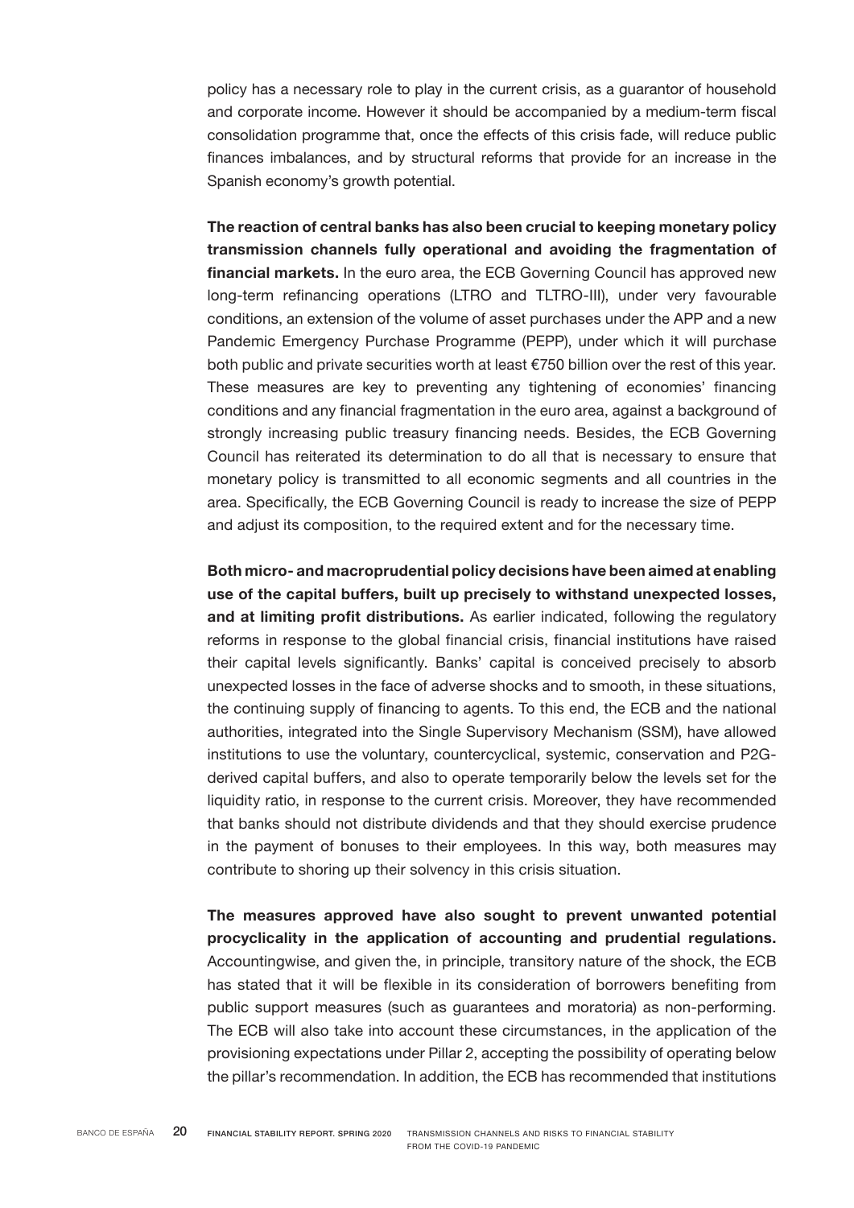policy has a necessary role to play in the current crisis, as a guarantor of household and corporate income. However it should be accompanied by a medium-term fiscal consolidation programme that, once the effects of this crisis fade, will reduce public finances imbalances, and by structural reforms that provide for an increase in the Spanish economy's growth potential.

**The reaction of central banks has also been crucial to keeping monetary policy transmission channels fully operational and avoiding the fragmentation of financial markets.** In the euro area, the ECB Governing Council has approved new long-term refinancing operations (LTRO and TLTRO-III), under very favourable conditions, an extension of the volume of asset purchases under the APP and a new Pandemic Emergency Purchase Programme (PEPP), under which it will purchase both public and private securities worth at least €750 billion over the rest of this year. These measures are key to preventing any tightening of economies' financing conditions and any financial fragmentation in the euro area, against a background of strongly increasing public treasury financing needs. Besides, the ECB Governing Council has reiterated its determination to do all that is necessary to ensure that monetary policy is transmitted to all economic segments and all countries in the area. Specifically, the ECB Governing Council is ready to increase the size of PEPP and adjust its composition, to the required extent and for the necessary time.

**Both micro- and macroprudential policy decisions have been aimed at enabling use of the capital buffers, built up precisely to withstand unexpected losses, and at limiting profit distributions.** As earlier indicated, following the regulatory reforms in response to the global financial crisis, financial institutions have raised their capital levels significantly. Banks' capital is conceived precisely to absorb unexpected losses in the face of adverse shocks and to smooth, in these situations, the continuing supply of financing to agents. To this end, the ECB and the national authorities, integrated into the Single Supervisory Mechanism (SSM), have allowed institutions to use the voluntary, countercyclical, systemic, conservation and P2G-derived capital buffers, and also to operate temporarily below the levels set for the liquidity ratio, in response to the current crisis. Moreover, they have recommended that banks should not distribute dividends and that they should exercise prudence in the payment of bonuses to their employees. In this way, both measures may contribute to shoring up their solvency in this crisis situation.

**The measures approved have also sought to prevent unwanted potential procyclicality in the application of accounting and prudential regulations.** Accountingwise, and given the, in principle, transitory nature of the shock, the ECB has stated that it will be flexible in its consideration of borrowers benefiting from public support measures (such as guarantees and moratoria) as non-performing. The ECB will also take into account these circumstances, in the application of the provisioning expectations under Pillar 2, accepting the possibility of operating below the pillar's recommendation. In addition, the ECB has recommended that institutions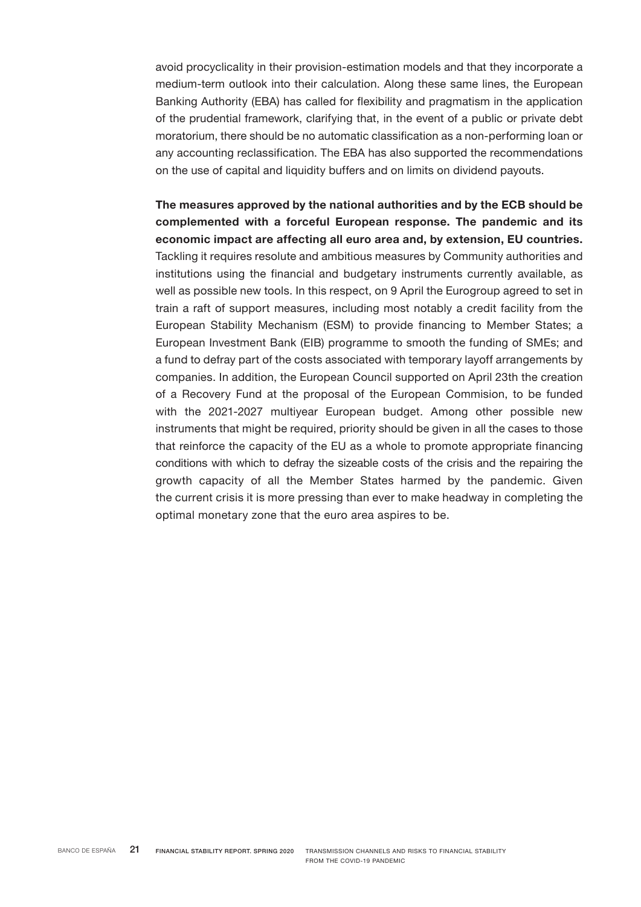avoid procyclicality in their provision-estimation models and that they incorporate a medium-term outlook into their calculation. Along these same lines, the European Banking Authority (EBA) has called for flexibility and pragmatism in the application of the prudential framework, clarifying that, in the event of a public or private debt moratorium, there should be no automatic classification as a non-performing loan or any accounting reclassification. The EBA has also supported the recommendations on the use of capital and liquidity buffers and on limits on dividend payouts.

**The measures approved by the national authorities and by the ECB should be complemented with a forceful European response. The pandemic and its economic impact are affecting all euro area and, by extension, EU countries.** Tackling it requires resolute and ambitious measures by Community authorities and institutions using the financial and budgetary instruments currently available, as well as possible new tools. In this respect, on 9 April the Eurogroup agreed to set in train a raft of support measures, including most notably a credit facility from the European Stability Mechanism (ESM) to provide financing to Member States; a European Investment Bank (EIB) programme to smooth the funding of SMEs; and a fund to defray part of the costs associated with temporary layoff arrangements by companies. In addition, the European Council supported on April 23th the creation of a Recovery Fund at the proposal of the European Commision, to be funded with the 2021-2027 multiyear European budget. Among other possible new instruments that might be required, priority should be given in all the cases to those that reinforce the capacity of the EU as a whole to promote appropriate financing conditions with which to defray the sizeable costs of the crisis and the repairing the growth capacity of all the Member States harmed by the pandemic. Given the current crisis it is more pressing than ever to make headway in completing the optimal monetary zone that the euro area aspires to be.